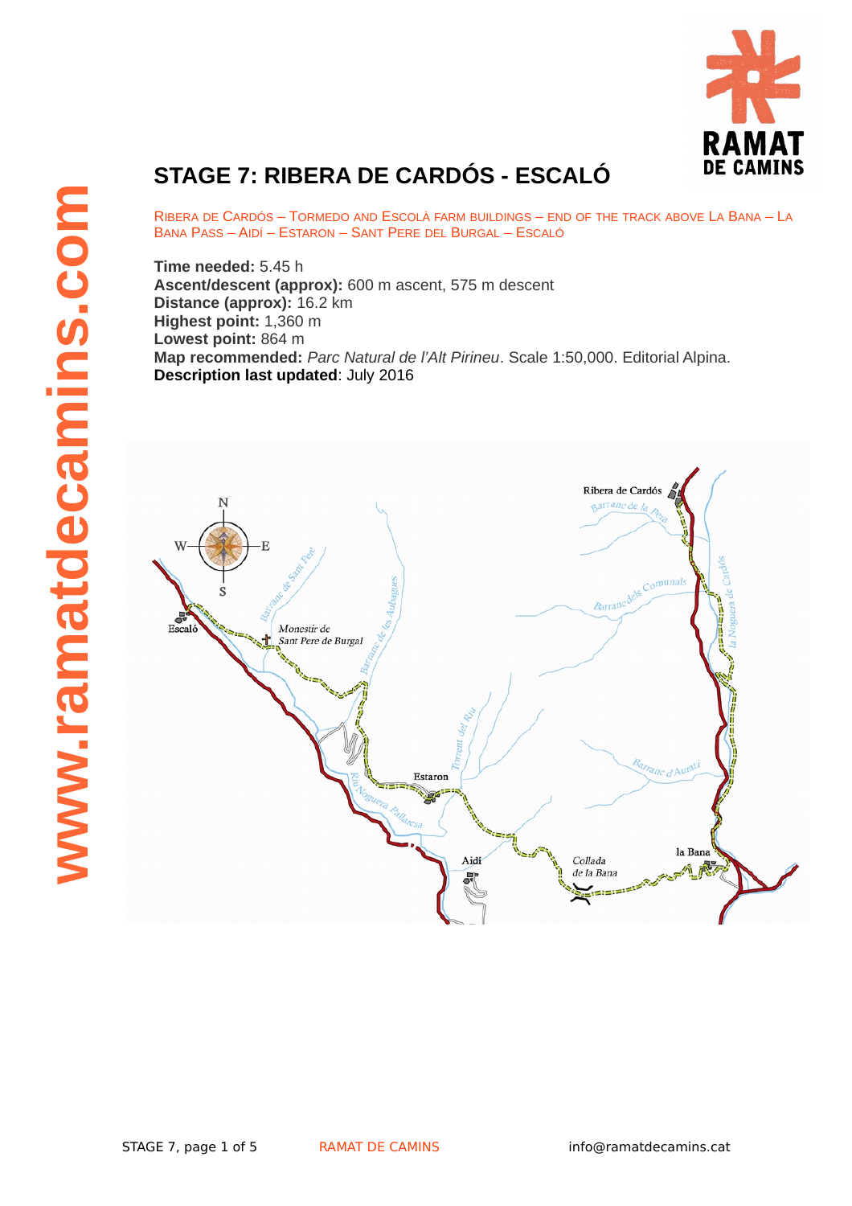# STAGE 7: RIBERA DE CARDÓS - ESCALÓ

RIBERA DE CARDÓS – TORMEDO AND ESCOLÀ FARM BUILDINGS – END OF THE TRACK ABOVE LA BANA – LA BANA PASS – AIDÍ – ESTARON – SANT PERE DEL BURGAL – ESCALÓ

**Time needed:** 5.45 h
**Ascent/descent (approx):** 600 m ascent, 575 m descent
**Distance (approx):** 16.2 km
**Highest point:** 1,360 m
**Lowest point:** 864 m
**Map recommended:** *Parc Natural de l'Alt Pirineu*. Scale 1:50,000. Editorial Alpina.
**Description last updated**: July 2016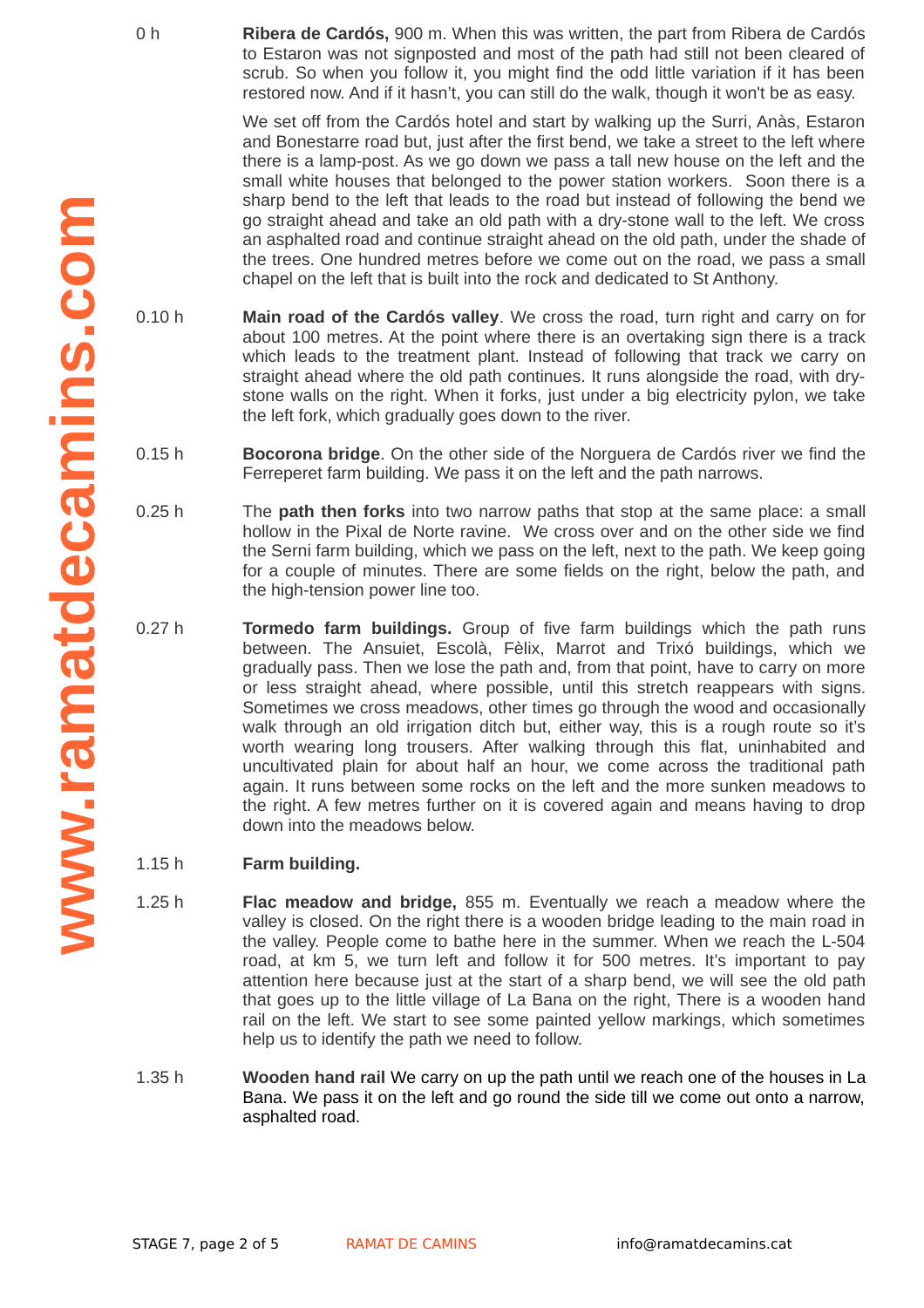0 h **Ribera de Cardós,** 900 m. When this was written, the part from Ribera de Cardós to Estaron was not signposted and most of the path had still not been cleared of scrub. So when you follow it, you might find the odd little variation if it has been restored now. And if it hasn't, you can still do the walk, though it won't be as easy.

We set off from the Cardós hotel and start by walking up the Surri, Anàs, Estaron and Bonestarre road but, just after the first bend, we take a street to the left where there is a lamp-post. As we go down we pass a tall new house on the left and the small white houses that belonged to the power station workers. Soon there is a sharp bend to the left that leads to the road but instead of following the bend we go straight ahead and take an old path with a dry-stone wall to the left. We cross an asphalted road and continue straight ahead on the old path, under the shade of the trees. One hundred metres before we come out on the road, we pass a small chapel on the left that is built into the rock and dedicated to St Anthony.

0.10 h **Main road of the Cardós valley**. We cross the road, turn right and carry on for about 100 metres. At the point where there is an overtaking sign there is a track which leads to the treatment plant. Instead of following that track we carry on straight ahead where the old path continues. It runs alongside the road, with dry-stone walls on the right. When it forks, just under a big electricity pylon, we take the left fork, which gradually goes down to the river.

0.15 h **Bocorona bridge**. On the other side of the Norguera de Cardós river we find the Ferreperet farm building. We pass it on the left and the path narrows.

0.25 h The **path then forks** into two narrow paths that stop at the same place: a small hollow in the Pixal de Norte ravine. We cross over and on the other side we find the Serni farm building, which we pass on the left, next to the path. We keep going for a couple of minutes. There are some fields on the right, below the path, and the high-tension power line too.

0.27 h **Tormedo farm buildings.** Group of five farm buildings which the path runs between. The Ansuiet, Escolà, Fèlix, Marrot and Trixó buildings, which we gradually pass. Then we lose the path and, from that point, have to carry on more or less straight ahead, where possible, until this stretch reappears with signs. Sometimes we cross meadows, other times go through the wood and occasionally walk through an old irrigation ditch but, either way, this is a rough route so it's worth wearing long trousers. After walking through this flat, uninhabited and uncultivated plain for about half an hour, we come across the traditional path again. It runs between some rocks on the left and the more sunken meadows to the right. A few metres further on it is covered again and means having to drop down into the meadows below.

1.15 h **Farm building.**

1.25 h **Flac meadow and bridge,** 855 m. Eventually we reach a meadow where the valley is closed. On the right there is a wooden bridge leading to the main road in the valley. People come to bathe here in the summer. When we reach the L-504 road, at km 5, we turn left and follow it for 500 metres. It's important to pay attention here because just at the start of a sharp bend, we will see the old path that goes up to the little village of La Bana on the right, There is a wooden hand rail on the left. We start to see some painted yellow markings, which sometimes help us to identify the path we need to follow.

1.35 h **Wooden hand rail** We carry on up the path until we reach one of the houses in La Bana. We pass it on the left and go round the side till we come out onto a narrow, asphalted road.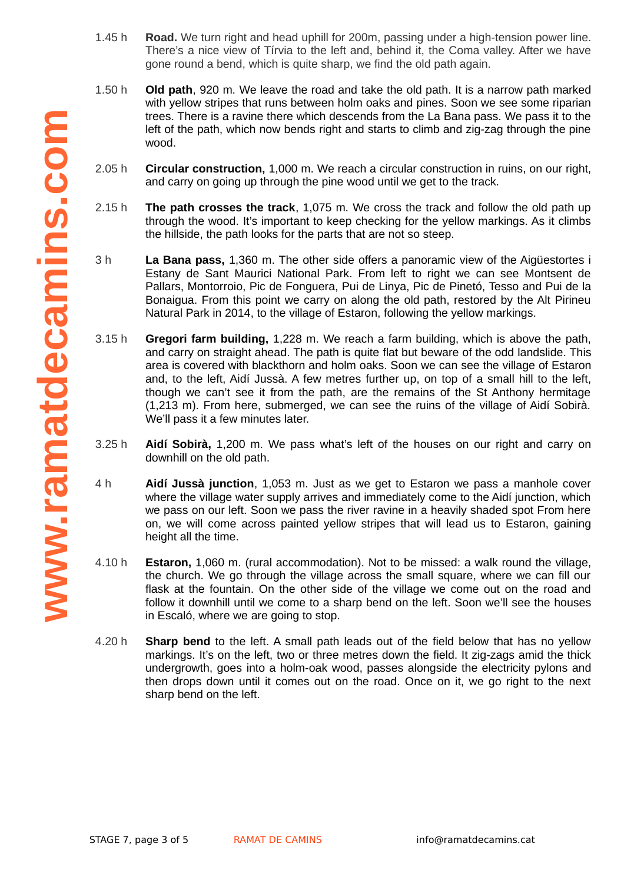1.45 h **Road.** We turn right and head uphill for 200m, passing under a high-tension power line. There's a nice view of Tírvia to the left and, behind it, the Coma valley. After we have gone round a bend, which is quite sharp, we find the old path again.

1.50 h **Old path**, 920 m. We leave the road and take the old path. It is a narrow path marked with yellow stripes that runs between holm oaks and pines. Soon we see some riparian trees. There is a ravine there which descends from the La Bana pass. We pass it to the left of the path, which now bends right and starts to climb and zig-zag through the pine wood.

2.05 h **Circular construction,** 1,000 m. We reach a circular construction in ruins, on our right, and carry on going up through the pine wood until we get to the track.

2.15 h **The path crosses the track**, 1,075 m. We cross the track and follow the old path up through the wood. It's important to keep checking for the yellow markings. As it climbs the hillside, the path looks for the parts that are not so steep.

3 h **La Bana pass,** 1,360 m. The other side offers a panoramic view of the Aigüestortes i Estany de Sant Maurici National Park. From left to right we can see Montsent de Pallars, Montorroio, Pic de Fonguera, Pui de Linya, Pic de Pinetó, Tesso and Pui de la Bonaigua. From this point we carry on along the old path, restored by the Alt Pirineu Natural Park in 2014, to the village of Estaron, following the yellow markings.

3.15 h **Gregori farm building,** 1,228 m. We reach a farm building, which is above the path, and carry on straight ahead. The path is quite flat but beware of the odd landslide. This area is covered with blackthorn and holm oaks. Soon we can see the village of Estaron and, to the left, Aidí Jussà. A few metres further up, on top of a small hill to the left, though we can't see it from the path, are the remains of the St Anthony hermitage (1,213 m). From here, submerged, we can see the ruins of the village of Aidí Sobirà. We'll pass it a few minutes later.

3.25 h **Aidí Sobirà,** 1,200 m. We pass what's left of the houses on our right and carry on downhill on the old path.

4 h **Aidí Jussà junction**, 1,053 m. Just as we get to Estaron we pass a manhole cover where the village water supply arrives and immediately come to the Aidí junction, which we pass on our left. Soon we pass the river ravine in a heavily shaded spot From here on, we will come across painted yellow stripes that will lead us to Estaron, gaining height all the time.

4.10 h **Estaron,** 1,060 m. (rural accommodation). Not to be missed: a walk round the village, the church. We go through the village across the small square, where we can fill our flask at the fountain. On the other side of the village we come out on the road and follow it downhill until we come to a sharp bend on the left. Soon we'll see the houses in Escaló, where we are going to stop.

4.20 h **Sharp bend** to the left. A small path leads out of the field below that has no yellow markings. It's on the left, two or three metres down the field. It zig-zags amid the thick undergrowth, goes into a holm-oak wood, passes alongside the electricity pylons and then drops down until it comes out on the road. Once on it, we go right to the next sharp bend on the left.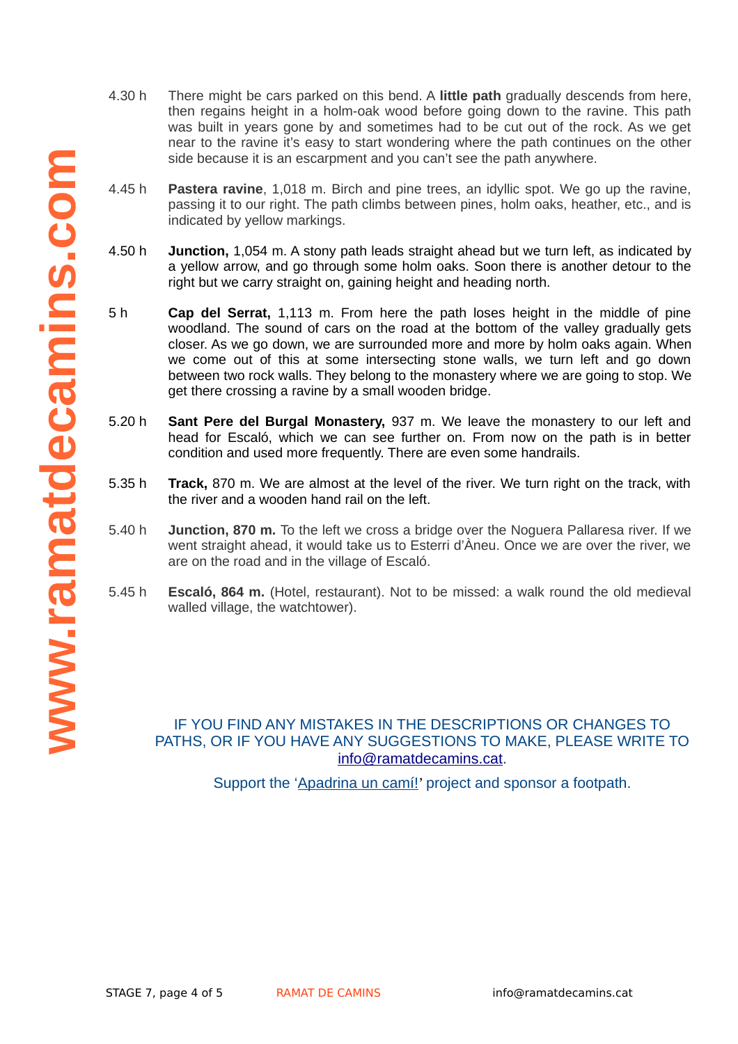4.30 h There might be cars parked on this bend. A **little path** gradually descends from here, then regains height in a holm-oak wood before going down to the ravine. This path was built in years gone by and sometimes had to be cut out of the rock. As we get near to the ravine it's easy to start wondering where the path continues on the other side because it is an escarpment and you can't see the path anywhere.

4.45 h **Pastera ravine**, 1,018 m. Birch and pine trees, an idyllic spot. We go up the ravine, passing it to our right. The path climbs between pines, holm oaks, heather, etc., and is indicated by yellow markings.

4.50 h **Junction,** 1,054 m. A stony path leads straight ahead but we turn left, as indicated by a yellow arrow, and go through some holm oaks. Soon there is another detour to the right but we carry straight on, gaining height and heading north.

5 h **Cap del Serrat,** 1,113 m. From here the path loses height in the middle of pine woodland. The sound of cars on the road at the bottom of the valley gradually gets closer. As we go down, we are surrounded more and more by holm oaks again. When we come out of this at some intersecting stone walls, we turn left and go down between two rock walls. They belong to the monastery where we are going to stop. We get there crossing a ravine by a small wooden bridge.

5.20 h **Sant Pere del Burgal Monastery,** 937 m. We leave the monastery to our left and head for Escaló, which we can see further on. From now on the path is in better condition and used more frequently. There are even some handrails.

5.35 h **Track,** 870 m. We are almost at the level of the river. We turn right on the track, with the river and a wooden hand rail on the left.

5.40 h **Junction, 870 m.** To the left we cross a bridge over the Noguera Pallaresa river. If we went straight ahead, it would take us to Esterri d'Àneu. Once we are over the river, we are on the road and in the village of Escaló.

5.45 h **Escaló, 864 m.** (Hotel, restaurant). Not to be missed: a walk round the old medieval walled village, the watchtower).

IF YOU FIND ANY MISTAKES IN THE DESCRIPTIONS OR CHANGES TO PATHS, OR IF YOU HAVE ANY SUGGESTIONS TO MAKE, PLEASE WRITE TO info@ramatdecamins.cat.

Support the 'Apadrina un camí!' project and sponsor a footpath.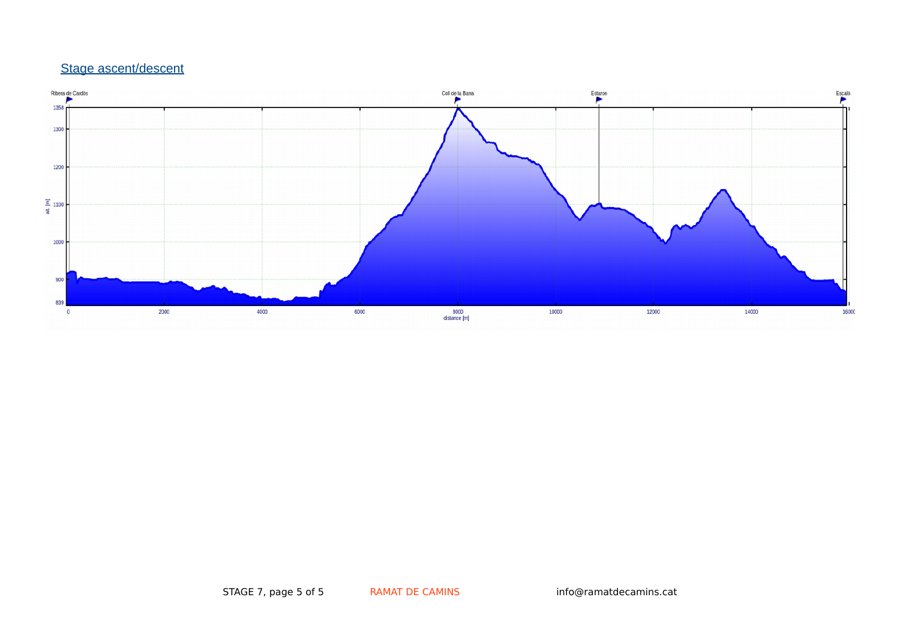## Stage ascent/descent

Ribera de Cardós
Coll de la Bana
Estaron
Escaló

alt. [m]

1358
1300
1200
1100
1000
900
839

0
2000
4000
6000
8000
10000
12000
14000
16000

distance [m]